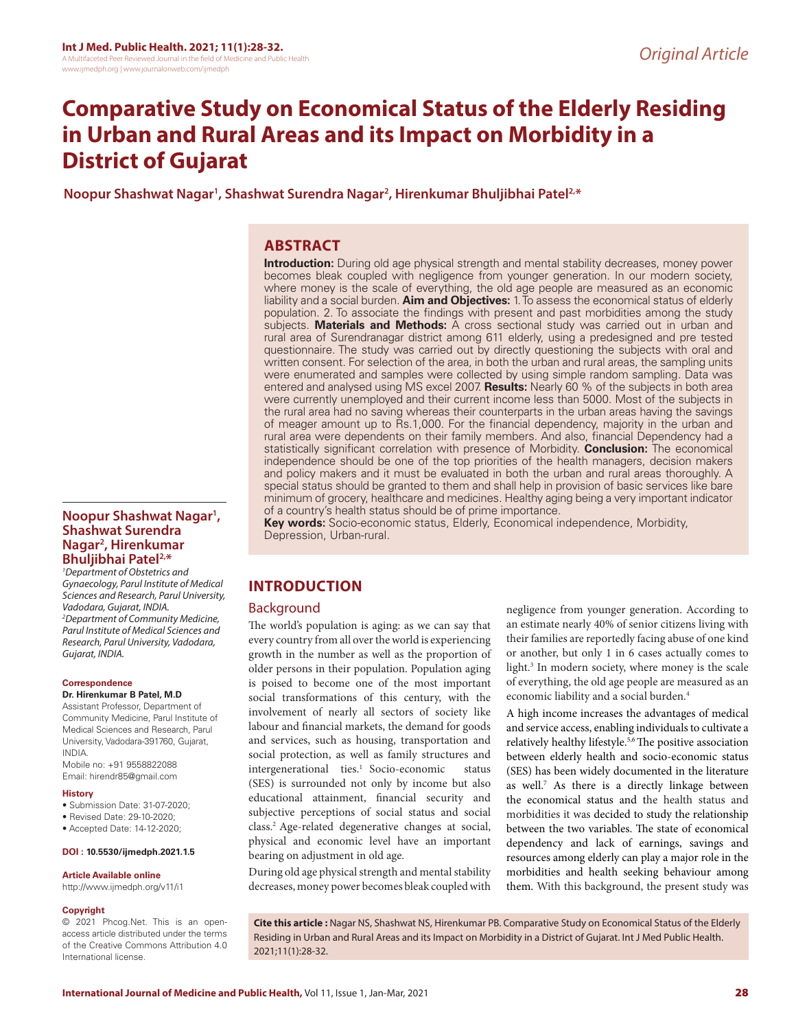Original Article

# Comparative Study on Economical Status of the Elderly Residing in Urban and Rural Areas and its Impact on Morbidity in a District of Gujarat

**Noopur Shashwat Nagar[1], Shashwat Surendra Nagar[2], Hirenkumar Bhuljibhai Patel[2,*]**

## ABSTRACT

**Introduction:** During old age physical strength and mental stability decreases, money power becomes bleak coupled with negligence from younger generation. In our modern society, where money is the scale of everything, the old age people are measured as an economic liability and a social burden. **Aim and Objectives:** 1. To assess the economical status of elderly population. 2. To associate the findings with present and past morbidities among the study subjects. **Materials and Methods:** A cross sectional study was carried out in urban and rural area of Surendranagar district among 611 elderly, using a predesigned and pre tested questionnaire. The study was carried out by directly questioning the subjects with oral and written consent. For selection of the area, in both the urban and rural areas, the sampling units were enumerated and samples were collected by using simple random sampling. Data was entered and analysed using MS excel 2007. **Results:** Nearly 60 % of the subjects in both area were currently unemployed and their current income less than 5000. Most of the subjects in the rural area had no saving whereas their counterparts in the urban areas having the savings of meager amount up to Rs.1,000. For the financial dependency, majority in the urban and rural area were dependents on their family members. And also, financial Dependency had a statistically significant correlation with presence of Morbidity. **Conclusion:** The economical independence should be one of the top priorities of the health managers, decision makers and policy makers and it must be evaluated in both the urban and rural areas thoroughly. A special status should be granted to them and shall help in provision of basic services like bare minimum of grocery, healthcare and medicines. Healthy aging being a very important indicator of a country's health status should be of prime importance.

**Key words:** Socio-economic status, Elderly, Economical independence, Morbidity, Depression, Urban-rural.

**Noopur Shashwat Nagar[1], Shashwat Surendra Nagar[2], Hirenkumar Bhuljibhai Patel[2,*]**

*[1]Department of Obstetrics and Gynaecology, Parul Institute of Medical Sciences and Research, Parul University, Vadodara, Gujarat, INDIA.*
*[2]Department of Community Medicine, Parul Institute of Medical Sciences and Research, Parul University, Vadodara, Gujarat, INDIA.*

**Correspondence**

**Dr. Hirenkumar B Patel, M.D**

Assistant Professor, Department of Community Medicine, Parul Institute of Medical Sciences and Research, Parul University, Vadodara-391760, Gujarat, INDIA.

Mobile no: +91 9558822088

Email: hirendr85@gmail.com

**History**

- Submission Date: 31-07-2020;
- Revised Date: 29-10-2020;
- Accepted Date: 14-12-2020;

**DOI : 10.5530/ijmedph.2021.1.5**

**Article Available online**

http://www.ijmedph.org/v11/i1

**Copyright**

© 2021 Phcog.Net. This is an open-access article distributed under the terms of the Creative Commons Attribution 4.0 International license.

## INTRODUCTION

### Background

The world's population is aging: as we can say that every country from all over the world is experiencing growth in the number as well as the proportion of older persons in their population. Population aging is poised to become one of the most important social transformations of this century, with the involvement of nearly all sectors of society like labour and financial markets, the demand for goods and services, such as housing, transportation and social protection, as well as family structures and intergenerational ties.[1] Socio-economic status (SES) is surrounded not only by income but also educational attainment, financial security and subjective perceptions of social status and social class.[2] Age-related degenerative changes at social, physical and economic level have an important bearing on adjustment in old age.

During old age physical strength and mental stability decreases, money power becomes bleak coupled with negligence from younger generation. According to an estimate nearly 40% of senior citizens living with their families are reportedly facing abuse of one kind or another, but only 1 in 6 cases actually comes to light.[3] In modern society, where money is the scale of everything, the old age people are measured as an economic liability and a social burden.[4]

A high income increases the advantages of medical and service access, enabling individuals to cultivate a relatively healthy lifestyle.[5,6] The positive association between elderly health and socio-economic status (SES) has been widely documented in the literature as well.[7] As there is a directly linkage between the economical status and the health status and morbidities it was decided to study the relationship between the two variables. The state of economical dependency and lack of earnings, savings and resources among elderly can play a major role in the morbidities and health seeking behaviour among them. With this background, the present study was

**Cite this article :** Nagar NS, Shashwat NS, Hirenkumar PB. Comparative Study on Economical Status of the Elderly Residing in Urban and Rural Areas and its Impact on Morbidity in a District of Gujarat. Int J Med Public Health. 2021;11(1):28-32.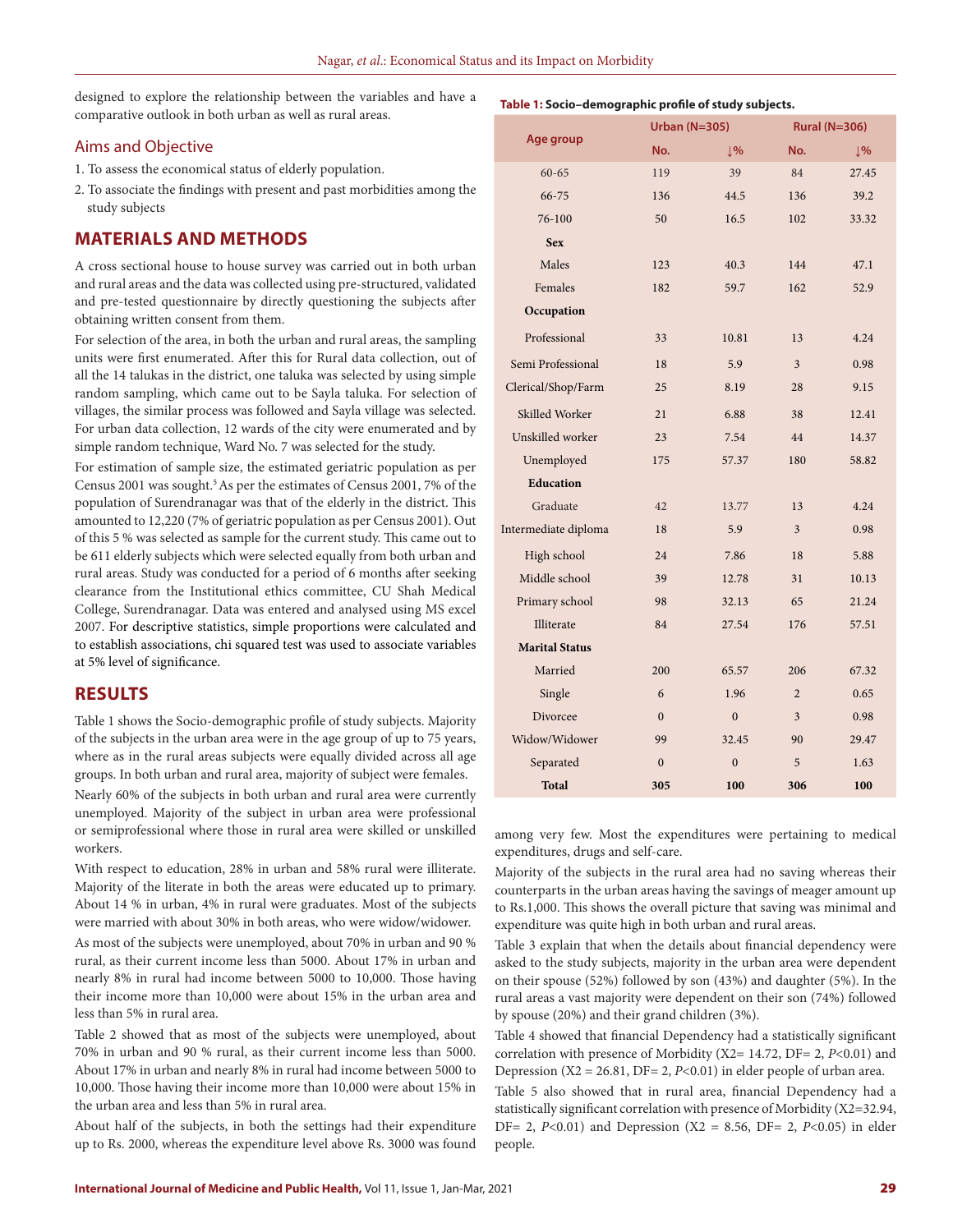designed to explore the relationship between the variables and have a comparative outlook in both urban as well as rural areas.

## Aims and Objective

1. To assess the economical status of elderly population.
2. To associate the findings with present and past morbidities among the study subjects

## MATERIALS AND METHODS

A cross sectional house to house survey was carried out in both urban and rural areas and the data was collected using pre-structured, validated and pre-tested questionnaire by directly questioning the subjects after obtaining written consent from them.

For selection of the area, in both the urban and rural areas, the sampling units were first enumerated. After this for Rural data collection, out of all the 14 talukas in the district, one taluka was selected by using simple random sampling, which came out to be Sayla taluka. For selection of villages, the similar process was followed and Sayla village was selected. For urban data collection, 12 wards of the city were enumerated and by simple random technique, Ward No. 7 was selected for the study.

For estimation of sample size, the estimated geriatric population as per Census 2001 was sought.[5] As per the estimates of Census 2001, 7% of the population of Surendranagar was that of the elderly in the district. This amounted to 12,220 (7% of geriatric population as per Census 2001). Out of this 5 % was selected as sample for the current study. This came out to be 611 elderly subjects which were selected equally from both urban and rural areas. Study was conducted for a period of 6 months after seeking clearance from the Institutional ethics committee, CU Shah Medical College, Surendranagar. Data was entered and analysed using MS excel 2007. For descriptive statistics, simple proportions were calculated and to establish associations, chi squared test was used to associate variables at 5% level of significance.

## RESULTS

Table 1 shows the Socio-demographic profile of study subjects. Majority of the subjects in the urban area were in the age group of up to 75 years, where as in the rural areas subjects were equally divided across all age groups. In both urban and rural area, majority of subject were females.

Nearly 60% of the subjects in both urban and rural area were currently unemployed. Majority of the subject in urban area were professional or semiprofessional where those in rural area were skilled or unskilled workers.

With respect to education, 28% in urban and 58% rural were illiterate. Majority of the literate in both the areas were educated up to primary. About 14 % in urban, 4% in rural were graduates. Most of the subjects were married with about 30% in both areas, who were widow/widower.

As most of the subjects were unemployed, about 70% in urban and 90 % rural, as their current income less than 5000. About 17% in urban and nearly 8% in rural had income between 5000 to 10,000. Those having their income more than 10,000 were about 15% in the urban area and less than 5% in rural area.

Table 2 showed that as most of the subjects were unemployed, about 70% in urban and 90 % rural, as their current income less than 5000. About 17% in urban and nearly 8% in rural had income between 5000 to 10,000. Those having their income more than 10,000 were about 15% in the urban area and less than 5% in rural area.

About half of the subjects, in both the settings had their expenditure up to Rs. 2000, whereas the expenditure level above Rs. 3000 was found among very few. Most the expenditures were pertaining to medical expenditures, drugs and self-care.

Majority of the subjects in the rural area had no saving whereas their counterparts in the urban areas having the savings of meager amount up to Rs.1,000. This shows the overall picture that saving was minimal and expenditure was quite high in both urban and rural areas.

Table 3 explain that when the details about financial dependency were asked to the study subjects, majority in the urban area were dependent on their spouse (52%) followed by son (43%) and daughter (5%). In the rural areas a vast majority were dependent on their son (74%) followed by spouse (20%) and their grand children (3%).

Table 4 showed that financial Dependency had a statistically significant correlation with presence of Morbidity (X2= 14.72, DF= 2, $P<0.01$) and Depression (X2 = 26.81, DF= 2, $P<0.01$) in elder people of urban area.

Table 5 also showed that in rural area, financial Dependency had a statistically significant correlation with presence of Morbidity (X2=32.94, DF= 2, $P<0.01$) and Depression (X2 = 8.56, DF= 2, $P<0.05$) in elder people.

**Table 1: Socio–demographic profile of study subjects.**

| Age group | Urban (N=305) | | Rural (N=306) | |
|---|---|---|---|---|
| | No. | ↓% | No. | ↓% |
| 60-65 | 119 | 39 | 84 | 27.45 |
| 66-75 | 136 | 44.5 | 136 | 39.2 |
| 76-100 | 50 | 16.5 | 102 | 33.32 |
| **Sex** | | | | |
| Males | 123 | 40.3 | 144 | 47.1 |
| Females | 182 | 59.7 | 162 | 52.9 |
| **Occupation** | | | | |
| Professional | 33 | 10.81 | 13 | 4.24 |
| Semi Professional | 18 | 5.9 | 3 | 0.98 |
| Clerical/Shop/Farm | 25 | 8.19 | 28 | 9.15 |
| Skilled Worker | 21 | 6.88 | 38 | 12.41 |
| Unskilled worker | 23 | 7.54 | 44 | 14.37 |
| Unemployed | 175 | 57.37 | 180 | 58.82 |
| **Education** | | | | |
| Graduate | 42 | 13.77 | 13 | 4.24 |
| Intermediate diploma | 18 | 5.9 | 3 | 0.98 |
| High school | 24 | 7.86 | 18 | 5.88 |
| Middle school | 39 | 12.78 | 31 | 10.13 |
| Primary school | 98 | 32.13 | 65 | 21.24 |
| Illiterate | 84 | 27.54 | 176 | 57.51 |
| **Marital Status** | | | | |
| Married | 200 | 65.57 | 206 | 67.32 |
| Single | 6 | 1.96 | 2 | 0.65 |
| Divorcee | 0 | 0 | 3 | 0.98 |
| Widow/Widower | 99 | 32.45 | 90 | 29.47 |
| Separated | 0 | 0 | 5 | 1.63 |
| **Total** | **305** | **100** | **306** | **100** |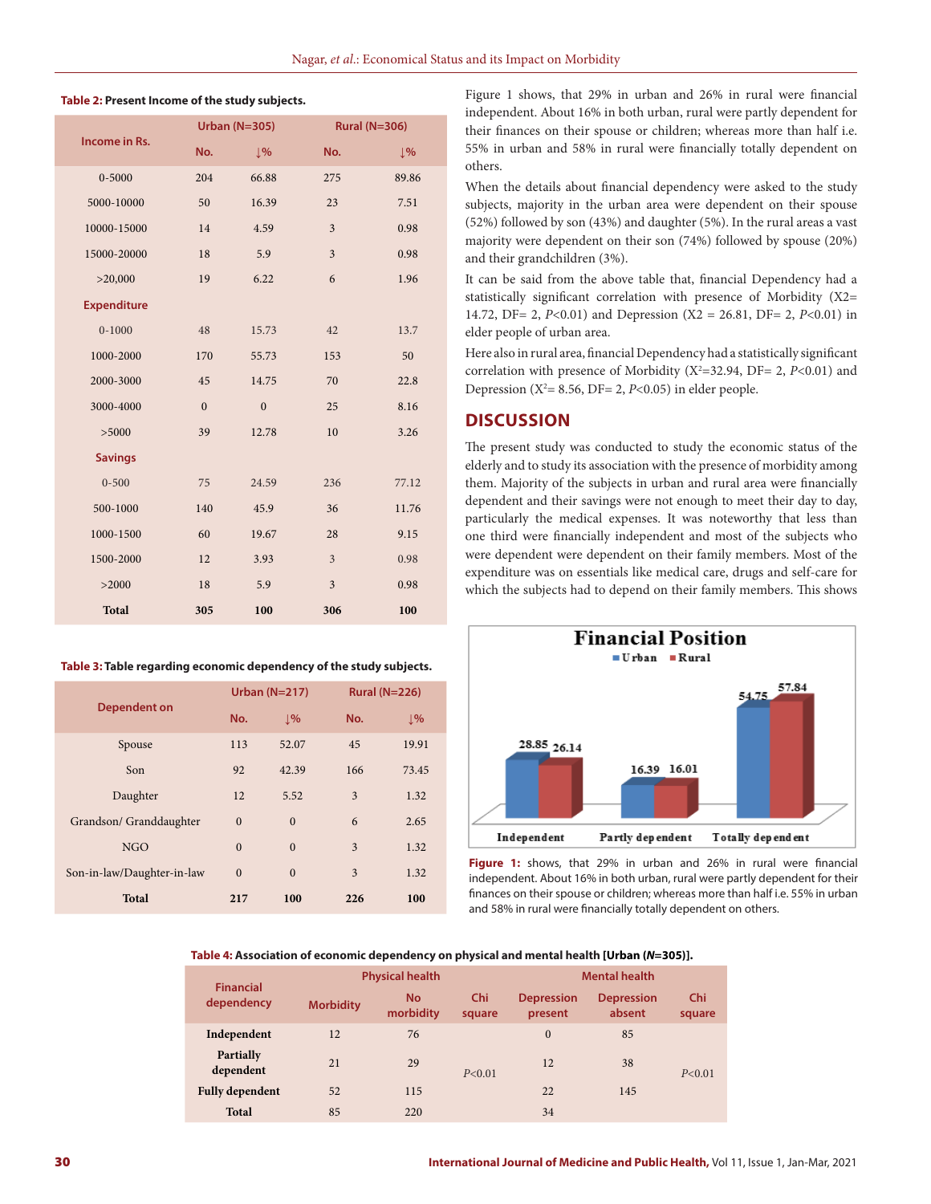**Table 2:** Present Income of the study subjects.

| Income in Rs. | Urban (N=305) | | Rural (N=306) | |
|---|---|---|---|---|
| | No. | ↓% | No. | ↓% |
| 0-5000 | 204 | 66.88 | 275 | 89.86 |
| 5000-10000 | 50 | 16.39 | 23 | 7.51 |
| 10000-15000 | 14 | 4.59 | 3 | 0.98 |
| 15000-20000 | 18 | 5.9 | 3 | 0.98 |
| >20,000 | 19 | 6.22 | 6 | 1.96 |
| **Expenditure** | | | | |
| 0-1000 | 48 | 15.73 | 42 | 13.7 |
| 1000-2000 | 170 | 55.73 | 153 | 50 |
| 2000-3000 | 45 | 14.75 | 70 | 22.8 |
| 3000-4000 | 0 | 0 | 25 | 8.16 |
| >5000 | 39 | 12.78 | 10 | 3.26 |
| **Savings** | | | | |
| 0-500 | 75 | 24.59 | 236 | 77.12 |
| 500-1000 | 140 | 45.9 | 36 | 11.76 |
| 1000-1500 | 60 | 19.67 | 28 | 9.15 |
| 1500-2000 | 12 | 3.93 | 3 | 0.98 |
| >2000 | 18 | 5.9 | 3 | 0.98 |
| **Total** | **305** | **100** | **306** | **100** |

**Table 3:** Table regarding economic dependency of the study subjects.

| Dependent on | Urban (N=217) | | Rural (N=226) | |
|---|---|---|---|---|
| | No. | ↓% | No. | ↓% |
| Spouse | 113 | 52.07 | 45 | 19.91 |
| Son | 92 | 42.39 | 166 | 73.45 |
| Daughter | 12 | 5.52 | 3 | 1.32 |
| Grandson/ Granddaughter | 0 | 0 | 6 | 2.65 |
| NGO | 0 | 0 | 3 | 1.32 |
| Son-in-law/Daughter-in-law | 0 | 0 | 3 | 1.32 |
| **Total** | **217** | **100** | **226** | **100** |

Figure 1 shows, that 29% in urban and 26% in rural were financial independent. About 16% in both urban, rural were partly dependent for their finances on their spouse or children; whereas more than half i.e. 55% in urban and 58% in rural were financially totally dependent on others.

When the details about financial dependency were asked to the study subjects, majority in the urban area were dependent on their spouse (52%) followed by son (43%) and daughter (5%). In the rural areas a vast majority were dependent on their son (74%) followed by spouse (20%) and their grandchildren (3%).

It can be said from the above table that, financial Dependency had a statistically significant correlation with presence of Morbidity (X2= 14.72, DF= 2, $P<0.01$) and Depression (X2 = 26.81, DF= 2, $P<0.01$) in elder people of urban area.

Here also in rural area, financial Dependency had a statistically significant correlation with presence of Morbidity ($X^2$=32.94, DF= 2, $P<0.01$) and Depression ($X^2$= 8.56, DF= 2, $P<0.05$) in elder people.

## DISCUSSION

The present study was conducted to study the economic status of the elderly and to study its association with the presence of morbidity among them. Majority of the subjects in urban and rural area were financially dependent and their savings were not enough to meet their day to day, particularly the medical expenses. It was noteworthy that less than one third were financially independent and most of the subjects who were dependent were dependent on their family members. Most of the expenditure was on essentials like medical care, drugs and self-care for which the subjects had to depend on their family members. This shows

**Figure 1:** shows, that 29% in urban and 26% in rural were financial independent. About 16% in both urban, rural were partly dependent for their finances on their spouse or children; whereas more than half i.e. 55% in urban and 58% in rural were financially totally dependent on others.

**Table 4:** Association of economic dependency on physical and mental health [Urban (*N*=305)].

| Financial dependency | Physical health | | | Mental health | | |
|---|---|---|---|---|---|---|
| | Morbidity | No morbidity | Chi square | Depression present | Depression absent | Chi square |
| **Independent** | 12 | 76 | | 0 | 85 | |
| **Partially dependent** | 21 | 29 | $P<0.01$ | 12 | 38 | $P<0.01$ |
| **Fully dependent** | 52 | 115 | | 22 | 145 | |
| **Total** | 85 | 220 | | 34 | | |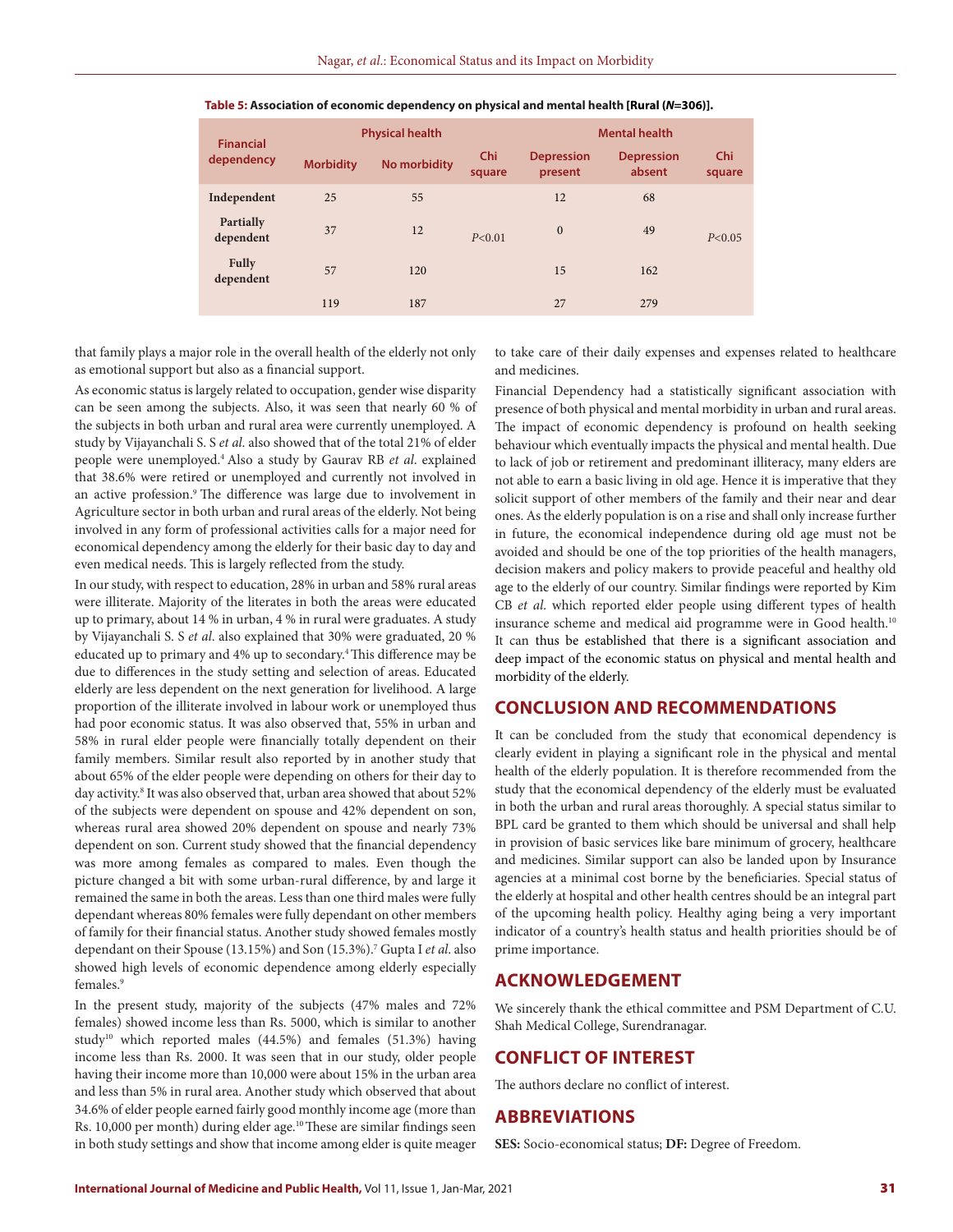**Table 5: Association of economic dependency on physical and mental health [Rural (*N*=306)].**

| Financial dependency | Physical health | | | Mental health | | |
|---|---|---|---|---|---|---|
| | Morbidity | No morbidity | Chi square | Depression present | Depression absent | Chi square |
| **Independent** | 25 | 55 | | 12 | 68 | |
| **Partially dependent** | 37 | 12 | $P<0.01$ | 0 | 49 | $P<0.05$ |
| **Fully dependent** | 57 | 120 | | 15 | 162 | |
| | 119 | 187 | | 27 | 279 | |

that family plays a major role in the overall health of the elderly not only as emotional support but also as a financial support.

As economic status is largely related to occupation, gender wise disparity can be seen among the subjects. Also, it was seen that nearly 60 % of the subjects in both urban and rural area were currently unemployed. A study by Vijayanchali S. S *et al*. also showed that of the total 21% of elder people were unemployed.[4] Also a study by Gaurav RB *et al*. explained that 38.6% were retired or unemployed and currently not involved in an active profession.[9] The difference was large due to involvement in Agriculture sector in both urban and rural areas of the elderly. Not being involved in any form of professional activities calls for a major need for economical dependency among the elderly for their basic day to day and even medical needs. This is largely reflected from the study.

In our study, with respect to education, 28% in urban and 58% rural areas were illiterate. Majority of the literates in both the areas were educated up to primary, about 14 % in urban, 4 % in rural were graduates. A study by Vijayanchali S. S *et al*. also explained that 30% were graduated, 20 % educated up to primary and 4% up to secondary.[4] This difference may be due to differences in the study setting and selection of areas. Educated elderly are less dependent on the next generation for livelihood. A large proportion of the illiterate involved in labour work or unemployed thus had poor economic status. It was also observed that, 55% in urban and 58% in rural elder people were financially totally dependent on their family members. Similar result also reported by in another study that about 65% of the elder people were depending on others for their day to day activity.[8] It was also observed that, urban area showed that about 52% of the subjects were dependent on spouse and 42% dependent on son, whereas rural area showed 20% dependent on spouse and nearly 73% dependent on son. Current study showed that the financial dependency was more among females as compared to males. Even though the picture changed a bit with some urban-rural difference, by and large it remained the same in both the areas. Less than one third males were fully dependant whereas 80% females were fully dependant on other members of family for their financial status. Another study showed females mostly dependant on their Spouse (13.15%) and Son (15.3%).[7] Gupta I *et al*. also showed high levels of economic dependence among elderly especially females.[9]

In the present study, majority of the subjects (47% males and 72% females) showed income less than Rs. 5000, which is similar to another study[10] which reported males (44.5%) and females (51.3%) having income less than Rs. 2000. It was seen that in our study, older people having their income more than 10,000 were about 15% in the urban area and less than 5% in rural area. Another study which observed that about 34.6% of elder people earned fairly good monthly income age (more than Rs. 10,000 per month) during elder age.[10] These are similar findings seen in both study settings and show that income among elder is quite meager to take care of their daily expenses and expenses related to healthcare and medicines.

Financial Dependency had a statistically significant association with presence of both physical and mental morbidity in urban and rural areas. The impact of economic dependency is profound on health seeking behaviour which eventually impacts the physical and mental health. Due to lack of job or retirement and predominant illiteracy, many elders are not able to earn a basic living in old age. Hence it is imperative that they solicit support of other members of the family and their near and dear ones. As the elderly population is on a rise and shall only increase further in future, the economical independence during old age must not be avoided and should be one of the top priorities of the health managers, decision makers and policy makers to provide peaceful and healthy old age to the elderly of our country. Similar findings were reported by Kim CB *et al*. which reported elder people using different types of health insurance scheme and medical aid programme were in Good health.[10] It can thus be established that there is a significant association and deep impact of the economic status on physical and mental health and morbidity of the elderly.

## CONCLUSION AND RECOMMENDATIONS

It can be concluded from the study that economical dependency is clearly evident in playing a significant role in the physical and mental health of the elderly population. It is therefore recommended from the study that the economical dependency of the elderly must be evaluated in both the urban and rural areas thoroughly. A special status similar to BPL card be granted to them which should be universal and shall help in provision of basic services like bare minimum of grocery, healthcare and medicines. Similar support can also be landed upon by Insurance agencies at a minimal cost borne by the beneficiaries. Special status of the elderly at hospital and other health centres should be an integral part of the upcoming health policy. Healthy aging being a very important indicator of a country's health status and health priorities should be of prime importance.

## ACKNOWLEDGEMENT

We sincerely thank the ethical committee and PSM Department of C.U. Shah Medical College, Surendranagar.

## CONFLICT OF INTEREST

The authors declare no conflict of interest.

## ABBREVIATIONS

**SES:** Socio-economical status; **DF:** Degree of Freedom.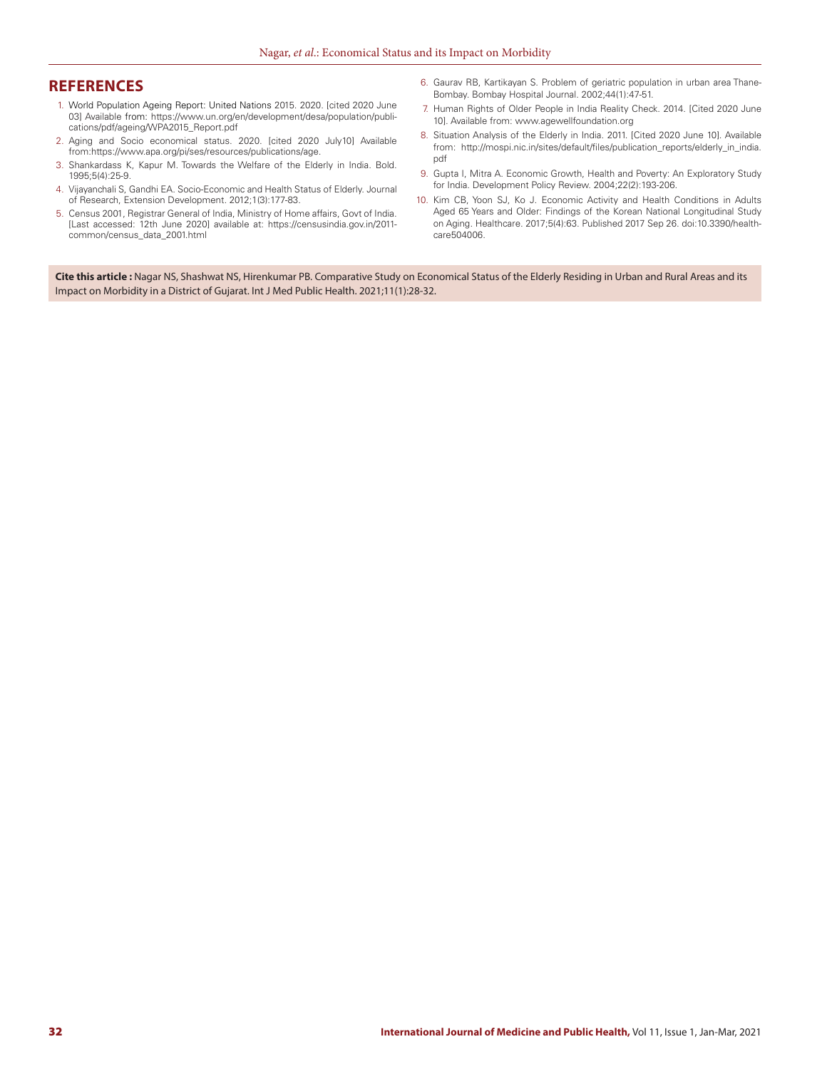## REFERENCES

1. World Population Ageing Report: United Nations 2015. 2020. [cited 2020 June 03] Available from: https://www.un.org/en/development/desa/population/publications/pdf/ageing/WPA2015_Report.pdf
2. Aging and Socio economical status. 2020. [cited 2020 July10] Available from:https://www.apa.org/pi/ses/resources/publications/age.
3. Shankardass K, Kapur M. Towards the Welfare of the Elderly in India. Bold. 1995;5(4):25-9.
4. Vijayanchali S, Gandhi EA. Socio-Economic and Health Status of Elderly. Journal of Research, Extension Development. 2012;1(3):177-83.
5. Census 2001, Registrar General of India, Ministry of Home affairs, Govt of India. [Last accessed: 12th June 2020] available at: https://censusindia.gov.in/2011-common/census_data_2001.html
6. Gaurav RB, Kartikayan S. Problem of geriatric population in urban area Thane-Bombay. Bombay Hospital Journal. 2002;44(1):47-51.
7. Human Rights of Older People in India Reality Check. 2014. [Cited 2020 June 10]. Available from: www.agewellfoundation.org
8. Situation Analysis of the Elderly in India. 2011. [Cited 2020 June 10]. Available from: http://mospi.nic.in/sites/default/files/publication_reports/elderly_in_india.pdf
9. Gupta I, Mitra A. Economic Growth, Health and Poverty: An Exploratory Study for India. Development Policy Review. 2004;22(2):193-206.
10. Kim CB, Yoon SJ, Ko J. Economic Activity and Health Conditions in Adults Aged 65 Years and Older: Findings of the Korean National Longitudinal Study on Aging. Healthcare. 2017;5(4):63. Published 2017 Sep 26. doi:10.3390/healthcare5040063.

**Cite this article :** Nagar NS, Shashwat NS, Hirenkumar PB. Comparative Study on Economical Status of the Elderly Residing in Urban and Rural Areas and its Impact on Morbidity in a District of Gujarat. Int J Med Public Health. 2021;11(1):28-32.